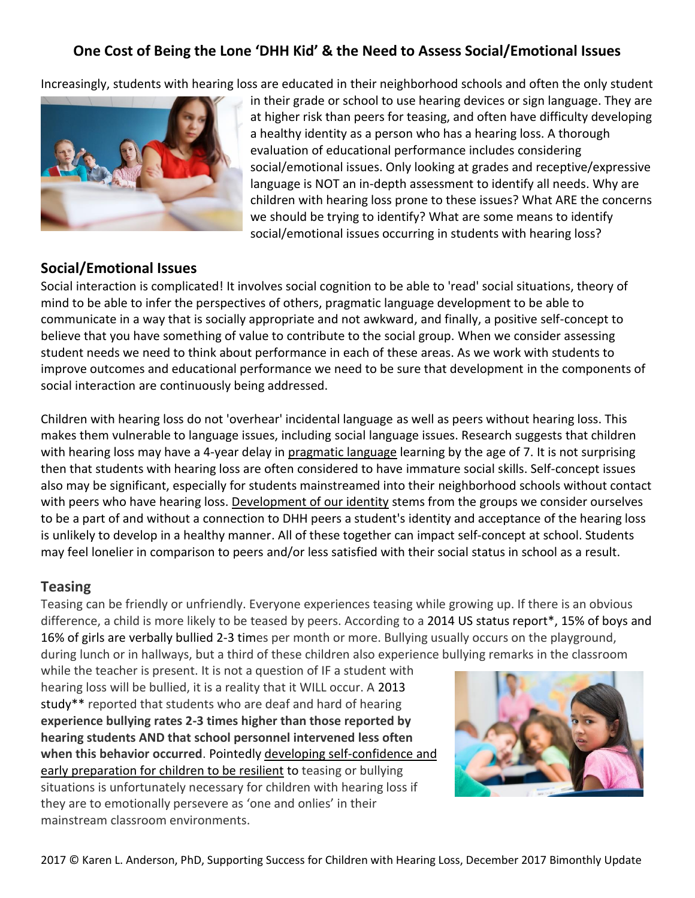# One Cost of Being the Lone 'DHH Kid' & the Need to Assess Social/Emotional Issues

Increasingly, students with hearing loss are educated in their neighborhood schools and often the only student in their grade or school to use hearing devices or sign language. They are at higher risk than peers for teasing, and often have difficulty developing a healthy identity as a person who has a hearing loss. A thorough evaluation of educational performance includes considering social/emotional issues. Only looking at grades and receptive/expressive language is NOT an in-depth assessment to identify all needs. Why are children with hearing loss prone to these issues? What ARE the concerns we should be trying to identify? What are some means to identify social/emotional issues occurring in students with hearing loss?

## Social/Emotional Issues

Social interaction is complicated! It involves social cognition to be able to 'read' social situations, theory of mind to be able to infer the perspectives of others, pragmatic language development to be able to communicate in a way that is socially appropriate and not awkward, and finally, a positive self-concept to believe that you have something of value to contribute to the social group. When we consider assessing student needs we need to think about performance in each of these areas. As we work with students to improve outcomes and educational performance we need to be sure that development in the components of social interaction are continuously being addressed.

Children with hearing loss do not 'overhear' incidental language as well as peers without hearing loss. This makes them vulnerable to language issues, including social language issues. Research suggests that children with hearing loss may have a 4-year delay in pragmatic language learning by the age of 7. It is not surprising then that students with hearing loss are often considered to have immature social skills. Self-concept issues also may be significant, especially for students mainstreamed into their neighborhood schools without contact with peers who have hearing loss. Development of our identity stems from the groups we consider ourselves to be a part of and without a connection to DHH peers a student's identity and acceptance of the hearing loss is unlikely to develop in a healthy manner. All of these together can impact self-concept at school. Students may feel lonelier in comparison to peers and/or less satisfied with their social status in school as a result.

## Teasing

Teasing can be friendly or unfriendly. Everyone experiences teasing while growing up. If there is an obvious difference, a child is more likely to be teased by peers. According to a 2014 US status report*, 15% of boys and 16% of girls are verbally bullied 2-3 times per month or more. Bullying usually occurs on the playground, during lunch or in hallways, but a third of these children also experience bullying remarks in the classroom while the teacher is present. It is not a question of IF a student with hearing loss will be bullied, it is a reality that it WILL occur. A 2013 study** reported that students who are deaf and hard of hearing **experience bullying rates 2-3 times higher than those reported by hearing students AND that school personnel intervened less often when this behavior occurred**. Pointedly developing self-confidence and early preparation for children to be resilient to teasing or bullying situations is unfortunately necessary for children with hearing loss if they are to emotionally persevere as 'one and onlies' in their mainstream classroom environments.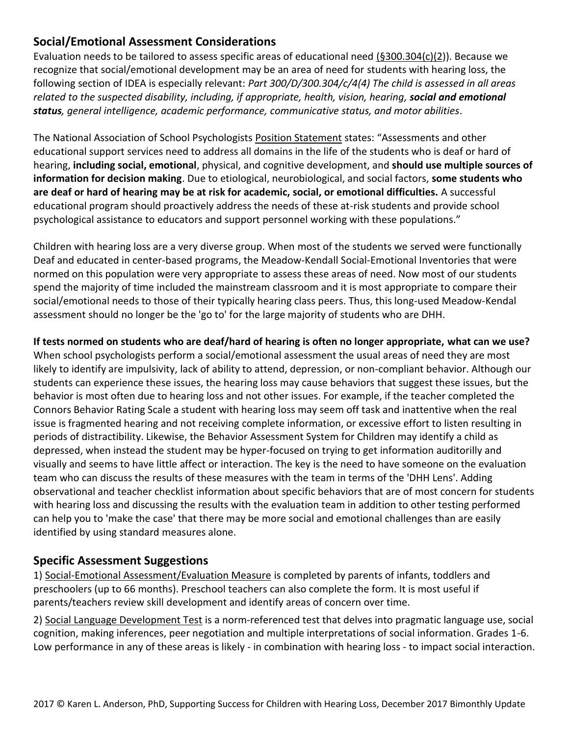## Social/Emotional Assessment Considerations

Evaluation needs to be tailored to assess specific areas of educational need (§300.304(c)(2)). Because we recognize that social/emotional development may be an area of need for students with hearing loss, the following section of IDEA is especially relevant: *Part 300/D/300.304/c/4(4) The child is assessed in all areas related to the suspected disability, including, if appropriate, health, vision, hearing, **social and emotional status**, general intelligence, academic performance, communicative status, and motor abilities*.

The National Association of School Psychologists Position Statement states: "Assessments and other educational support services need to address all domains in the life of the students who is deaf or hard of hearing, **including social, emotional**, physical, and cognitive development, and **should use multiple sources of information for decision making**. Due to etiological, neurobiological, and social factors, **some students who are deaf or hard of hearing may be at risk for academic, social, or emotional difficulties.** A successful educational program should proactively address the needs of these at-risk students and provide school psychological assistance to educators and support personnel working with these populations."

Children with hearing loss are a very diverse group. When most of the students we served were functionally Deaf and educated in center-based programs, the Meadow-Kendall Social-Emotional Inventories that were normed on this population were very appropriate to assess these areas of need. Now most of our students spend the majority of time included the mainstream classroom and it is most appropriate to compare their social/emotional needs to those of their typically hearing class peers. Thus, this long-used Meadow-Kendal assessment should no longer be the 'go to' for the large majority of students who are DHH.

**If tests normed on students who are deaf/hard of hearing is often no longer appropriate, what can we use?**
When school psychologists perform a social/emotional assessment the usual areas of need they are most likely to identify are impulsivity, lack of ability to attend, depression, or non-compliant behavior. Although our students can experience these issues, the hearing loss may cause behaviors that suggest these issues, but the behavior is most often due to hearing loss and not other issues. For example, if the teacher completed the Connors Behavior Rating Scale a student with hearing loss may seem off task and inattentive when the real issue is fragmented hearing and not receiving complete information, or excessive effort to listen resulting in periods of distractibility. Likewise, the Behavior Assessment System for Children may identify a child as depressed, when instead the student may be hyper-focused on trying to get information auditorilly and visually and seems to have little affect or interaction. The key is the need to have someone on the evaluation team who can discuss the results of these measures with the team in terms of the 'DHH Lens'. Adding observational and teacher checklist information about specific behaviors that are of most concern for students with hearing loss and discussing the results with the evaluation team in addition to other testing performed can help you to 'make the case' that there may be more social and emotional challenges than are easily identified by using standard measures alone.

## Specific Assessment Suggestions

1) Social-Emotional Assessment/Evaluation Measure is completed by parents of infants, toddlers and preschoolers (up to 66 months). Preschool teachers can also complete the form. It is most useful if parents/teachers review skill development and identify areas of concern over time.

2) Social Language Development Test is a norm-referenced test that delves into pragmatic language use, social cognition, making inferences, peer negotiation and multiple interpretations of social information. Grades 1-6. Low performance in any of these areas is likely - in combination with hearing loss - to impact social interaction.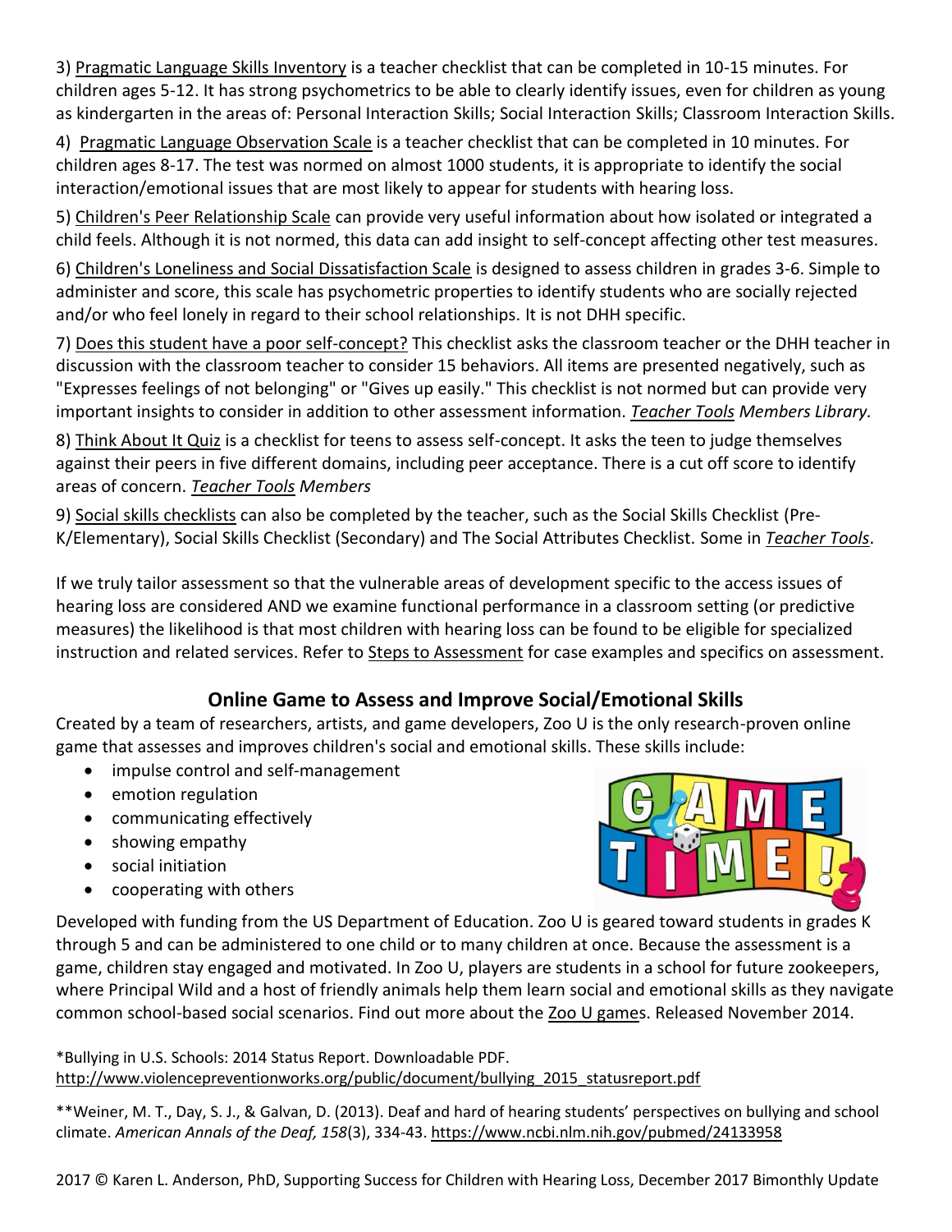3) Pragmatic Language Skills Inventory is a teacher checklist that can be completed in 10-15 minutes. For children ages 5-12. It has strong psychometrics to be able to clearly identify issues, even for children as young as kindergarten in the areas of: Personal Interaction Skills; Social Interaction Skills; Classroom Interaction Skills.

4) Pragmatic Language Observation Scale is a teacher checklist that can be completed in 10 minutes. For children ages 8-17. The test was normed on almost 1000 students, it is appropriate to identify the social interaction/emotional issues that are most likely to appear for students with hearing loss.

5) Children's Peer Relationship Scale can provide very useful information about how isolated or integrated a child feels. Although it is not normed, this data can add insight to self-concept affecting other test measures.

6) Children's Loneliness and Social Dissatisfaction Scale is designed to assess children in grades 3-6. Simple to administer and score, this scale has psychometric properties to identify students who are socially rejected and/or who feel lonely in regard to their school relationships. It is not DHH specific.

7) Does this student have a poor self-concept? This checklist asks the classroom teacher or the DHH teacher in discussion with the classroom teacher to consider 15 behaviors. All items are presented negatively, such as "Expresses feelings of not belonging" or "Gives up easily." This checklist is not normed but can provide very important insights to consider in addition to other assessment information. *Teacher Tools Members Library.*

8) Think About It Quiz is a checklist for teens to assess self-concept. It asks the teen to judge themselves against their peers in five different domains, including peer acceptance. There is a cut off score to identify areas of concern. *Teacher Tools Members*

9) Social skills checklists can also be completed by the teacher, such as the Social Skills Checklist (Pre-K/Elementary), Social Skills Checklist (Secondary) and The Social Attributes Checklist. Some in *Teacher Tools*.

If we truly tailor assessment so that the vulnerable areas of development specific to the access issues of hearing loss are considered AND we examine functional performance in a classroom setting (or predictive measures) the likelihood is that most children with hearing loss can be found to be eligible for specialized instruction and related services. Refer to Steps to Assessment for case examples and specifics on assessment.

## Online Game to Assess and Improve Social/Emotional Skills

Created by a team of researchers, artists, and game developers, Zoo U is the only research-proven online game that assesses and improves children's social and emotional skills. These skills include:

- impulse control and self-management
- emotion regulation
- communicating effectively
- showing empathy
- social initiation
- cooperating with others

Developed with funding from the US Department of Education. Zoo U is geared toward students in grades K through 5 and can be administered to one child or to many children at once. Because the assessment is a game, children stay engaged and motivated. In Zoo U, players are students in a school for future zookeepers, where Principal Wild and a host of friendly animals help them learn social and emotional skills as they navigate common school-based social scenarios. Find out more about the Zoo U games. Released November 2014.

*Bullying in U.S. Schools: 2014 Status Report. Downloadable PDF. http://www.violencepreventionworks.org/public/document/bullying_2015_statusreport.pdf

**Weiner, M. T., Day, S. J., & Galvan, D. (2013). Deaf and hard of hearing students' perspectives on bullying and school climate. *American Annals of the Deaf, 158*(3), 334-43. https://www.ncbi.nlm.nih.gov/pubmed/24133958

2017 © Karen L. Anderson, PhD, Supporting Success for Children with Hearing Loss, December 2017 Bimonthly Update